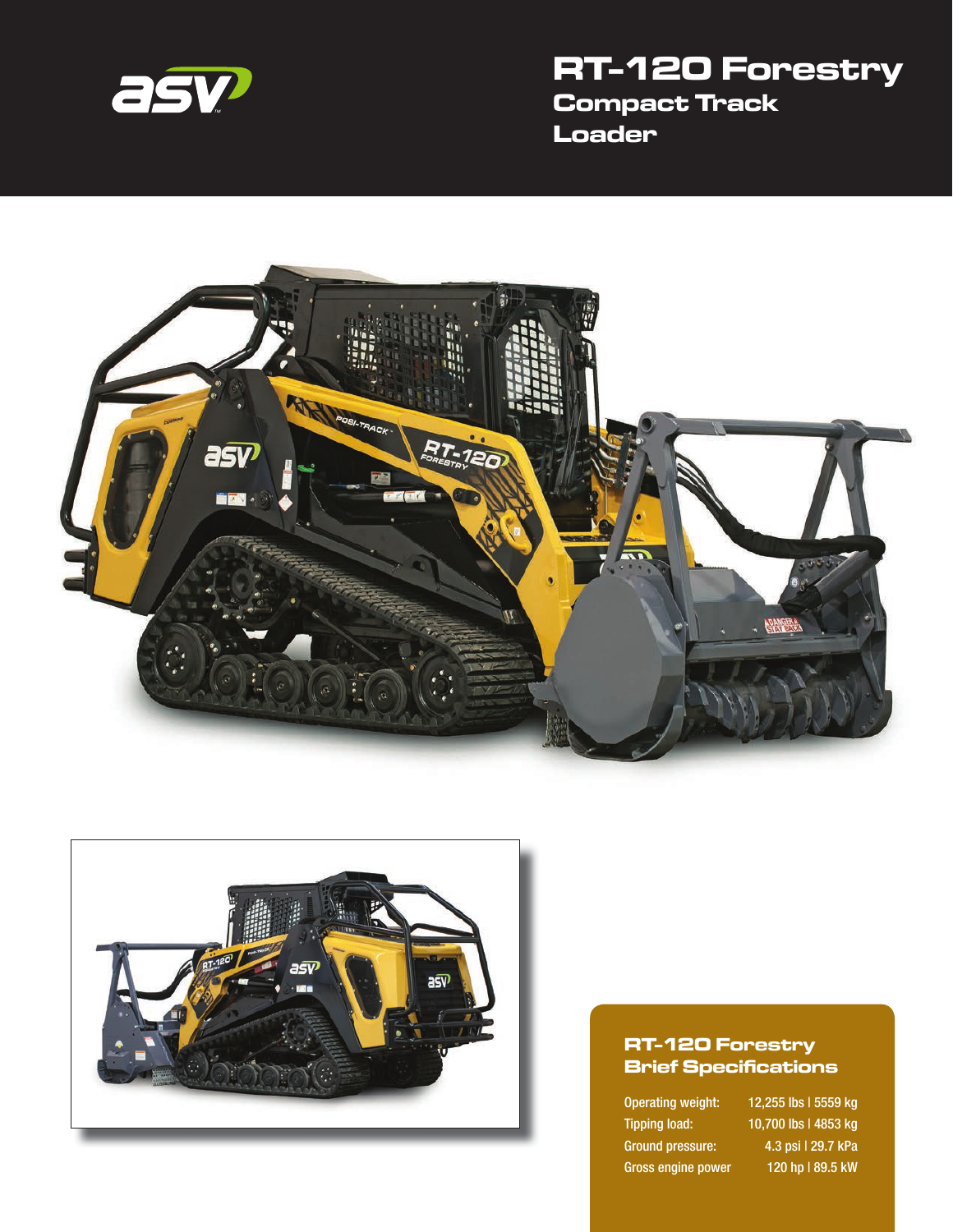# RT-120 Forestry

## Compact Track Loader

### RT-120 Forestry Brief Specifications

| | |
|---|---|
| Operating weight: | 12,255 lbs l 5559 kg |
| Tipping load: | 10,700 lbs l 4853 kg |
| Ground pressure: | 4.3 psi l 29.7 kPa |
| Gross engine power | 120 hp l 89.5 kW |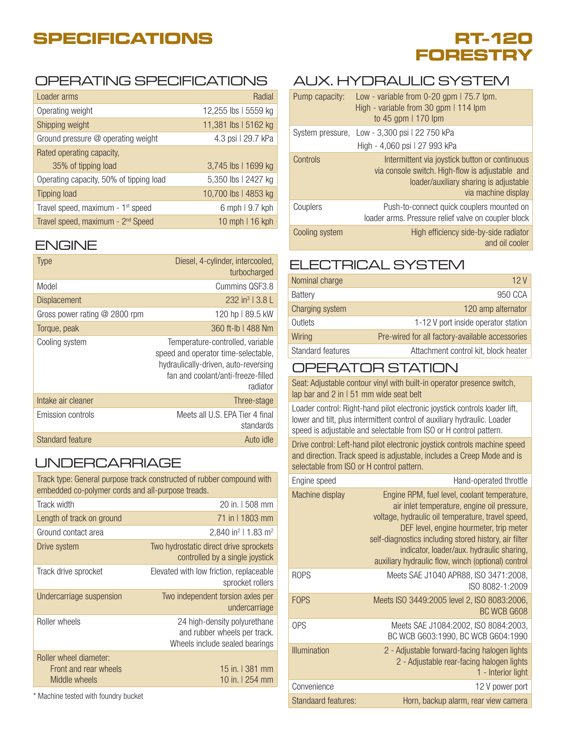# SPECIFICATIONS

# RT-120 FORESTRY

## OPERATING SPECIFICATIONS

| | |
|---|---|
| Loader arms | Radial |
| Operating weight | 12,255 lbs \| 5559 kg |
| Shipping weight | 11,381 lbs \| 5162 kg |
| Ground pressure @ operating weight | 4.3 psi \| 29.7 kPa |
| Rated operating capacity, 35% of tipping load | 3,745 lbs \| 1699 kg |
| Operating capacity, 50% of tipping load | 5,350 lbs \| 2427 kg |
| Tipping load | 10,700 lbs \| 4853 kg |
| Travel speed, maximum - 1st speed | 6 mph \| 9.7 kph |
| Travel speed, maximum - 2nd Speed | 10 mph \| 16 kph |

## ENGINE

| | |
|---|---|
| Type | Diesel, 4-cylinder, intercooled, turbocharged |
| Model | Cummins QSF3.8 |
| Displacement | 232 in³ \| 3.8 L |
| Gross power rating @ 2800 rpm | 120 hp \| 89.5 kW |
| Torque, peak | 360 ft-lb \| 488 Nm |
| Cooling system | Temperature-controlled, variable speed and operator time-selectable, hydraulically-driven, auto-reversing fan and coolant/anti-freeze-filled radiator |
| Intake air cleaner | Three-stage |
| Emission controls | Meets all U.S. EPA Tier 4 final standards |
| Standard feature | Auto idle |

## UNDERCARRIAGE

Track type: General purpose track constructed of rubber compound with embedded co-polymer cords and all-purpose treads.

| | |
|---|---|
| Track width | 20 in. \| 508 mm |
| Length of track on ground | 71 in \| 1803 mm |
| Ground contact area | 2,840 in² \| 1.83 m² |
| Drive system | Two hydrostatic direct drive sprockets controlled by a single joystick |
| Track drive sprocket | Elevated with low friction, replaceable sprocket rollers |
| Undercarriage suspension | Two independent torsion axles per undercarriage |
| Roller wheels | 24 high-density polyurethane and rubber wheels per track. Wheels include sealed bearings |
| Roller wheel diameter: | |
| Front and rear wheels | 15 in. \| 381 mm |
| Middle wheels | 10 in. \| 254 mm |

* Machine tested with foundry bucket

## AUX. HYDRAULIC SYSTEM

| | |
|---|---|
| Pump capacity: | Low - variable from 0-20 gpm \| 75.7 lpm. High - variable from 30 gpm \| 114 lpm to 45 gpm \| 170 lpm |
| System pressure, | Low - 3,300 psi \| 22 750 kPa High - 4,060 psi \| 27 993 kPa |
| Controls | Intermittent via joystick button or continuous via console switch. High-flow is adjustable and loader/auxiliary sharing is adjustable via machine display |
| Couplers | Push-to-connect quick couplers mounted on loader arms. Pressure relief valve on coupler block |
| Cooling system | High efficiency side-by-side radiator and oil cooler |

## ELECTRICAL SYSTEM

| | |
|---|---|
| Nominal charge | 12 V |
| Battery | 950 CCA |
| Charging system | 120 amp alternator |
| Outlets | 1-12 V port inside operator station |
| Wiring | Pre-wired for all factory-available accessories |
| Standard features | Attachment control kit, block heater |

## OPERATOR STATION

Seat: Adjustable contour vinyl with built-in operator presence switch, lap bar and 2 in | 51 mm wide seat belt

Loader control: Right-hand pilot electronic joystick controls loader lift, lower and tilt, plus intermittent control of auxiliary hydraulic. Loader speed is adjustable and selectable from ISO or H control pattern.

Drive control: Left-hand pilot electronic joystick controls machine speed and direction. Track speed is adjustable, includes a Creep Mode and is selectable from ISO or H control pattern.

| | |
|---|---|
| Engine speed | Hand-operated throttle |
| Machine display | Engine RPM, fuel level, coolant temperature, air inlet temperature, engine oil pressure, voltage, hydraulic oil temperature, travel speed, DEF level, engine hourmeter, trip meter self-diagnostics including stored history, air filter indicator, loader/aux. hydraulic sharing, auxiliary hydraulic flow, winch (optional) control |
| ROPS | Meets SAE J1040 APR88, ISO 3471:2008, ISO 8082-1:2009 |
| FOPS | Meets ISO 3449:2005 level 2, ISO 8083:2006, BC WCB G608 |
| OPS | Meets SAE J1084:2002, ISO 8084:2003, BC WCB G603:1990, BC WCB G604:1990 |
| Illumination | 2 - Adjustable forward-facing halogen lights 2 - Adjustable rear-facing halogen lights 1 - Interior light |
| Convenience | 12 V power port |
| Standaard features: | Horn, backup alarm, rear view camera |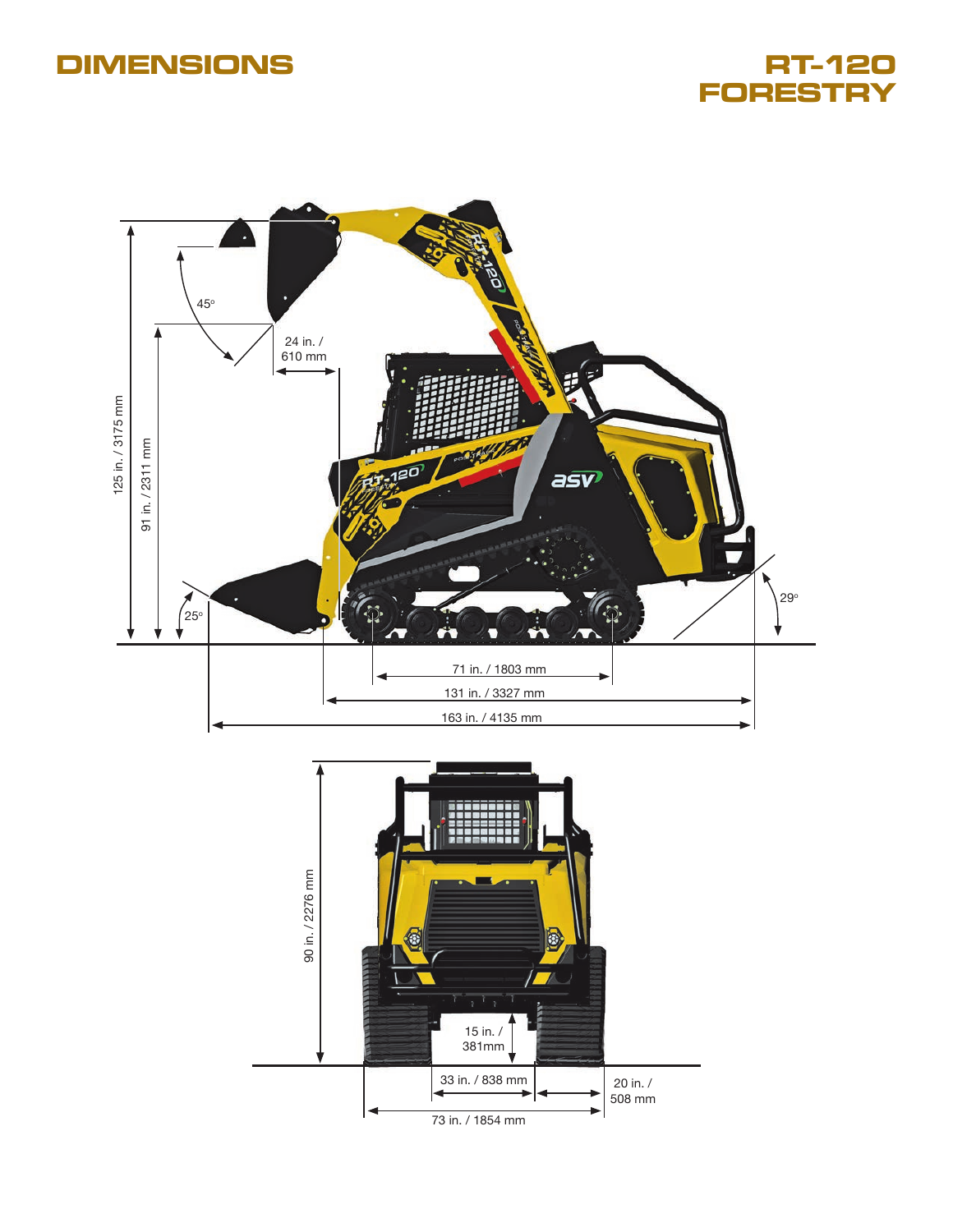# DIMENSIONS

# RT-120 FORESTRY

125 in. / 3175 mm

91 in. / 2311 mm

45°

24 in. / 610 mm

25°

29°

71 in. / 1803 mm

131 in. / 3327 mm

163 in. / 4135 mm

90 in. / 2276 mm

15 in. / 381mm

33 in. / 838 mm

20 in. / 508 mm

73 in. / 1854 mm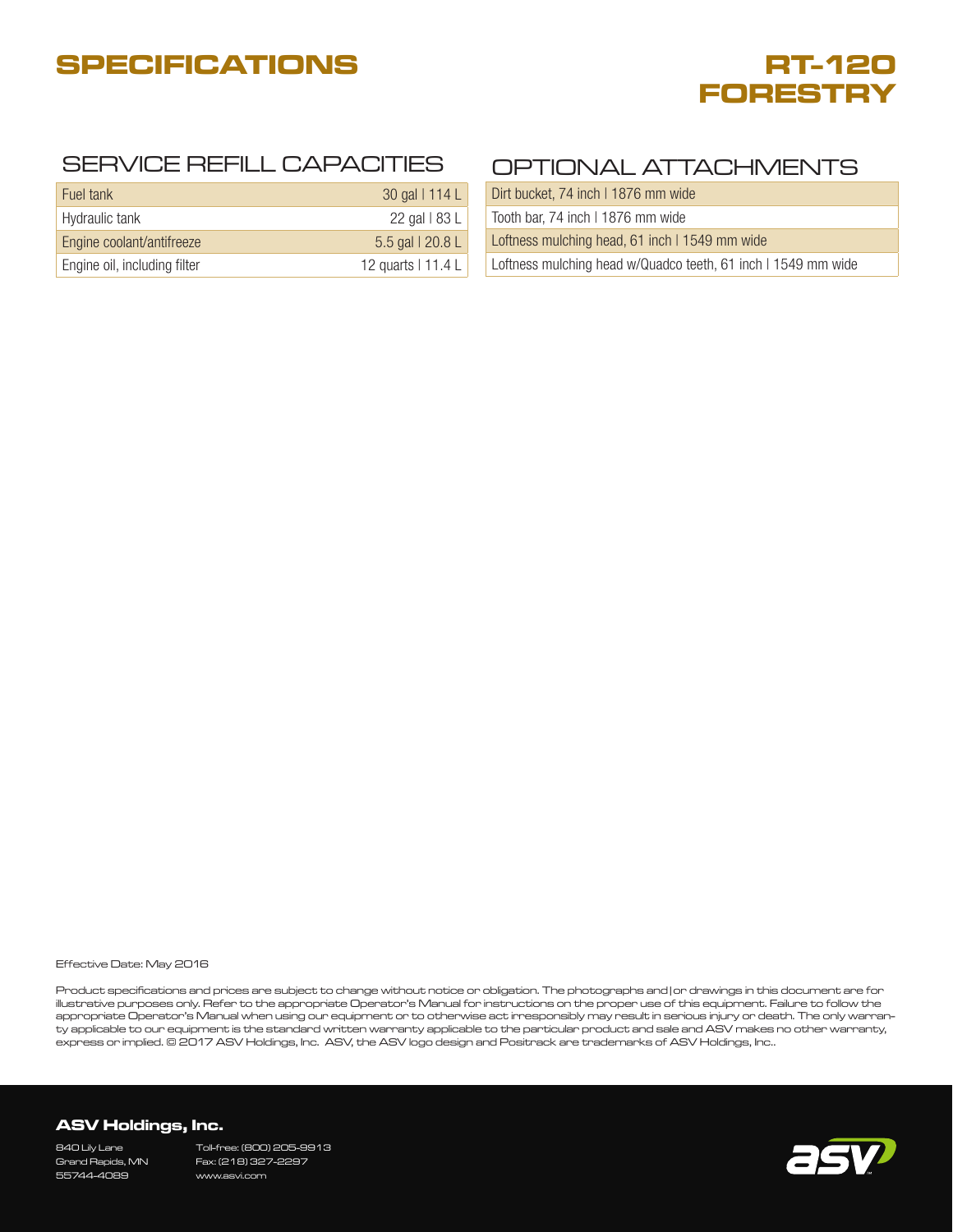# SPECIFICATIONS

# RT-120 FORESTRY

## SERVICE REFILL CAPACITIES

| | |
|---|---|
| Fuel tank | 30 gal ǀ 114 L |
| Hydraulic tank | 22 gal ǀ 83 L |
| Engine coolant/antifreeze | 5.5 gal ǀ 20.8 L |
| Engine oil, including filter | 12 quarts ǀ 11.4 L |

## OPTIONAL ATTACHMENTS

| |
|---|
| Dirt bucket, 74 inch ǀ 1876 mm wide |
| Tooth bar, 74 inch ǀ 1876 mm wide |
| Loftness mulching head, 61 inch ǀ 1549 mm wide |
| Loftness mulching head w/Quadco teeth, 61 inch ǀ 1549 mm wide |

Effective Date: May 2016

Product specifications and prices are subject to change without notice or obligation. The photographs and|or drawings in this document are for illustrative purposes only. Refer to the appropriate Operator's Manual for instructions on the proper use of this equipment. Failure to follow the appropriate Operator's Manual when using our equipment or to otherwise act irresponsibly may result in serious injury or death. The only warranty applicable to our equipment is the standard written warranty applicable to the particular product and sale and ASV makes no other warranty, express or implied. © 2017 ASV Holdings, Inc. ASV, the ASV logo design and Positrack are trademarks of ASV Holdings, Inc..

**ASV Holdings, Inc.**

840 Lily Lane
Grand Rapids, MN
55744-4089

Toll-free: (800) 205-9913
Fax: (218) 327-2297
www.asvi.com